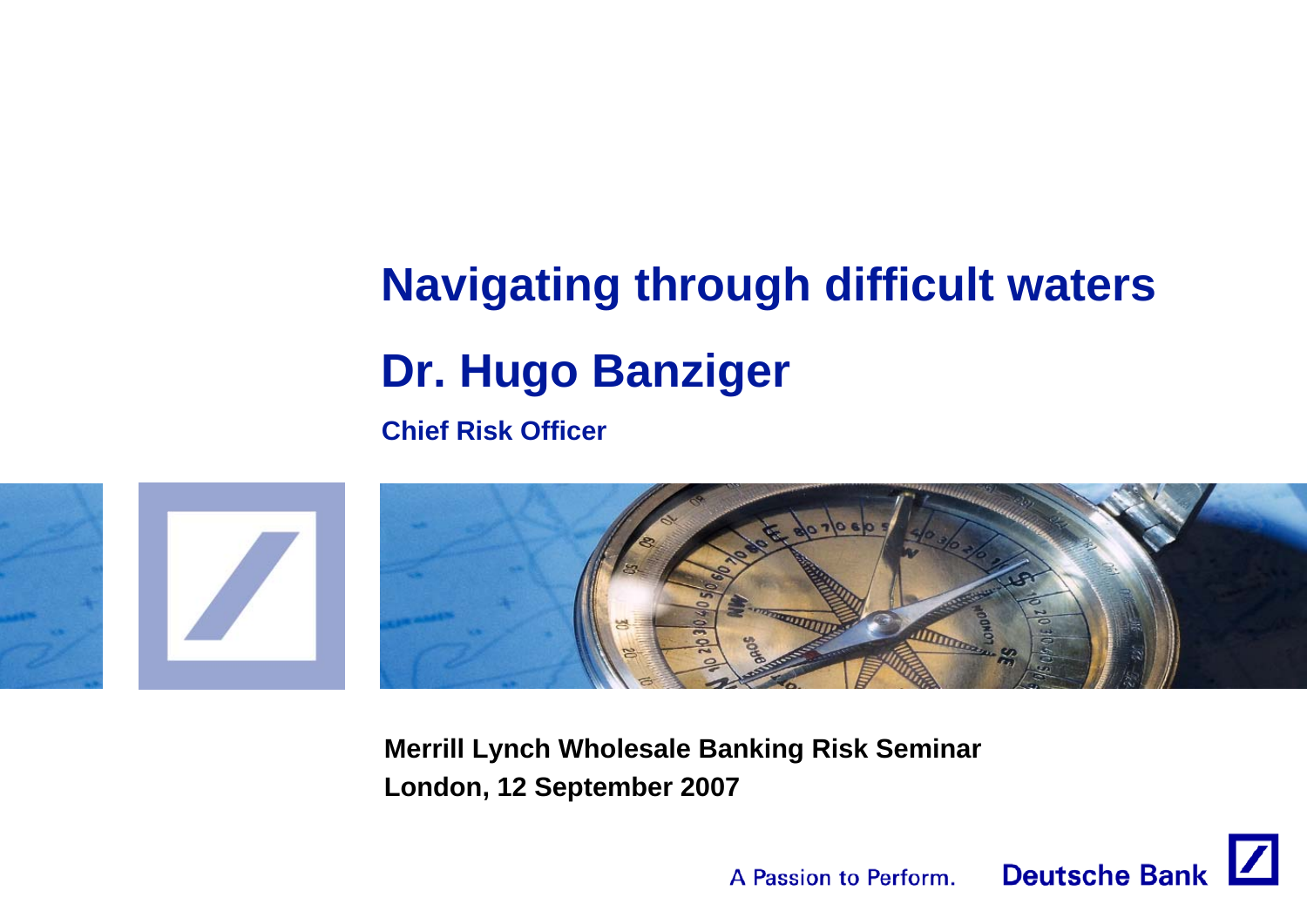# Navigating through difficult waters

## Dr. Hugo Banziger

**Chief Risk Officer**

**Merrill Lynch Wholesale Banking Risk Seminar**
**London, 12 September 2007**

A Passion to Perform. **Deutsche Bank**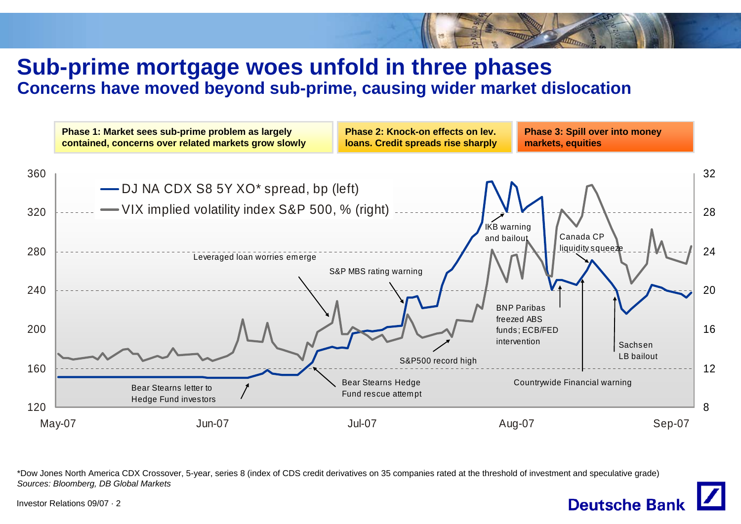# Sub-prime mortgage woes unfold in three phases

## Concerns have moved beyond sub-prime, causing wider market dislocation

**Phase 1: Market sees sub-prime problem as largely contained, concerns over related markets grow slowly**

**Phase 2: Knock-on effects on lev. loans. Credit spreads rise sharply**

**Phase 3: Spill over into money markets, equities**

— DJ NA CDX S8 5Y XO* spread, bp (left)
— VIX implied volatility index S&P 500, % (right)

Left axis: 120, 160, 200, 240, 280, 320, 360
Right axis: 8, 12, 16, 20, 24, 28, 32
Time axis: May-07, Jun-07, Jul-07, Aug-07, Sep-07

Annotations: Bear Stearns letter to Hedge Fund investors; Leveraged loan worries emerge; Bear Stearns Hedge Fund rescue attempt; S&P MBS rating warning; S&P500 record high; IKB warning and bailout; BNP Paribas freezed ABS funds; ECB/FED intervention; Canada CP liquidity squeeze; Countrywide Financial warning; Sachsen LB bailout

*Dow Jones North America CDX Crossover, 5-year, series 8 (index of CDS credit derivatives on 35 companies rated at the threshold of investment and speculative grade)

*Sources: Bloomberg, DB Global Markets*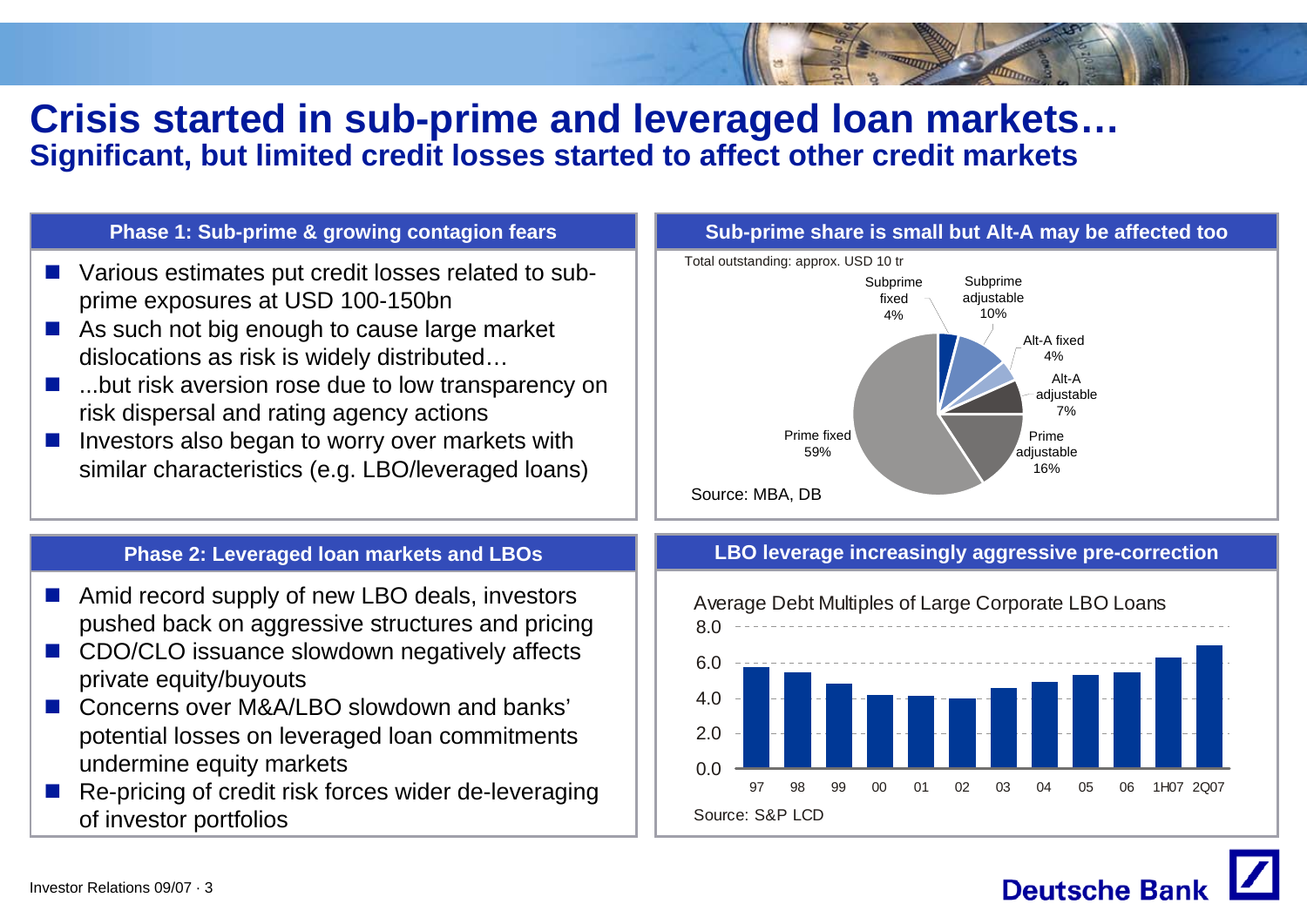# Crisis started in sub-prime and leveraged loan markets…

## Significant, but limited credit losses started to affect other credit markets

### Phase 1: Sub-prime & growing contagion fears

- Various estimates put credit losses related to sub-prime exposures at USD 100-150bn
- As such not big enough to cause large market dislocations as risk is widely distributed…
- ...but risk aversion rose due to low transparency on risk dispersal and rating agency actions
- Investors also began to worry over markets with similar characteristics (e.g. LBO/leveraged loans)

### Sub-prime share is small but Alt-A may be affected too

Total outstanding: approx. USD 10 tr

| Segment | Share |
|---|---|
| Subprime fixed | 4% |
| Subprime adjustable | 10% |
| Alt-A fixed | 4% |
| Alt-A adjustable | 7% |
| Prime adjustable | 16% |
| Prime fixed | 59% |

Source: MBA, DB

### Phase 2: Leveraged loan markets and LBOs

- Amid record supply of new LBO deals, investors pushed back on aggressive structures and pricing
- CDO/CLO issuance slowdown negatively affects private equity/buyouts
- Concerns over M&A/LBO slowdown and banks' potential losses on leveraged loan commitments undermine equity markets
- Re-pricing of credit risk forces wider de-leveraging of investor portfolios

### LBO leverage increasingly aggressive pre-correction

Average Debt Multiples of Large Corporate LBO Loans

| 97 | 98 | 99 | 00 | 01 | 02 | 03 | 04 | 05 | 06 | 1H07 | 2Q07 |
|---|---|---|---|---|---|---|---|---|---|---|---|
| ~5.8 | ~5.5 | ~4.8 | ~4.2 | ~4.1 | ~4.0 | ~4.6 | ~4.9 | ~5.3 | ~5.4 | ~6.2 | ~6.9 |

Source: S&P LCD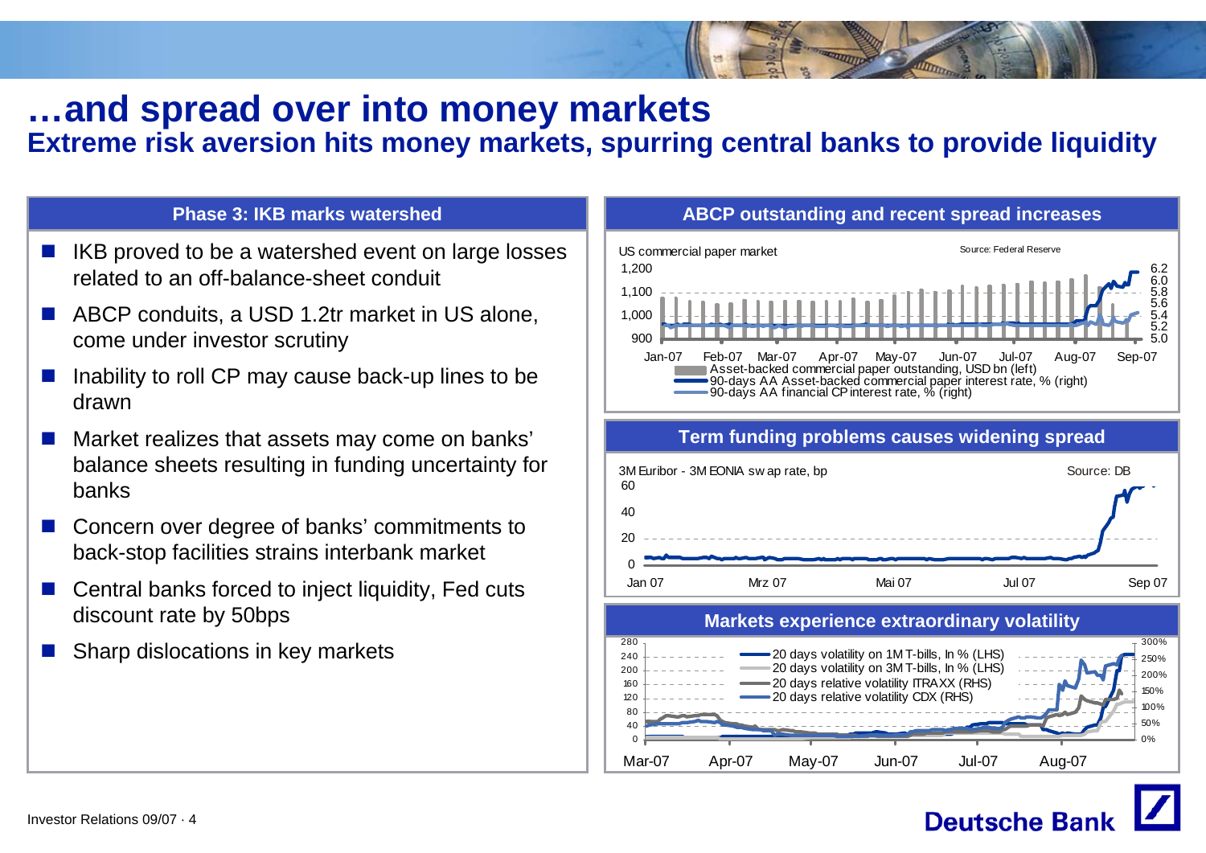# …and spread over into money markets

## Extreme risk aversion hits money markets, spurring central banks to provide liquidity

### Phase 3: IKB marks watershed

- IKB proved to be a watershed event on large losses related to an off-balance-sheet conduit
- ABCP conduits, a USD 1.2tr market in US alone, come under investor scrutiny
- Inability to roll CP may cause back-up lines to be drawn
- Market realizes that assets may come on banks' balance sheets resulting in funding uncertainty for banks
- Concern over degree of banks' commitments to back-stop facilities strains interbank market
- Central banks forced to inject liquidity, Fed cuts discount rate by 50bps
- Sharp dislocations in key markets

### ABCP outstanding and recent spread increases

US commercial paper market

Source: Federal Reserve

- Asset-backed commercial paper outstanding, USD bn (left)
- 90-days AA Asset-backed commercial paper interest rate, % (right)
- 90-days AA financial CP interest rate, % (right)

### Term funding problems causes widening spread

3M Euribor - 3M EONIA swap rate, bp

Source: DB

### Markets experience extraordinary volatility

- 20 days volatility on 1M T-bills, ln % (LHS)
- 20 days volatility on 3M T-bills, ln % (LHS)
- 20 days relative volatility ITRAXX (RHS)
- 20 days relative volatility CDX (RHS)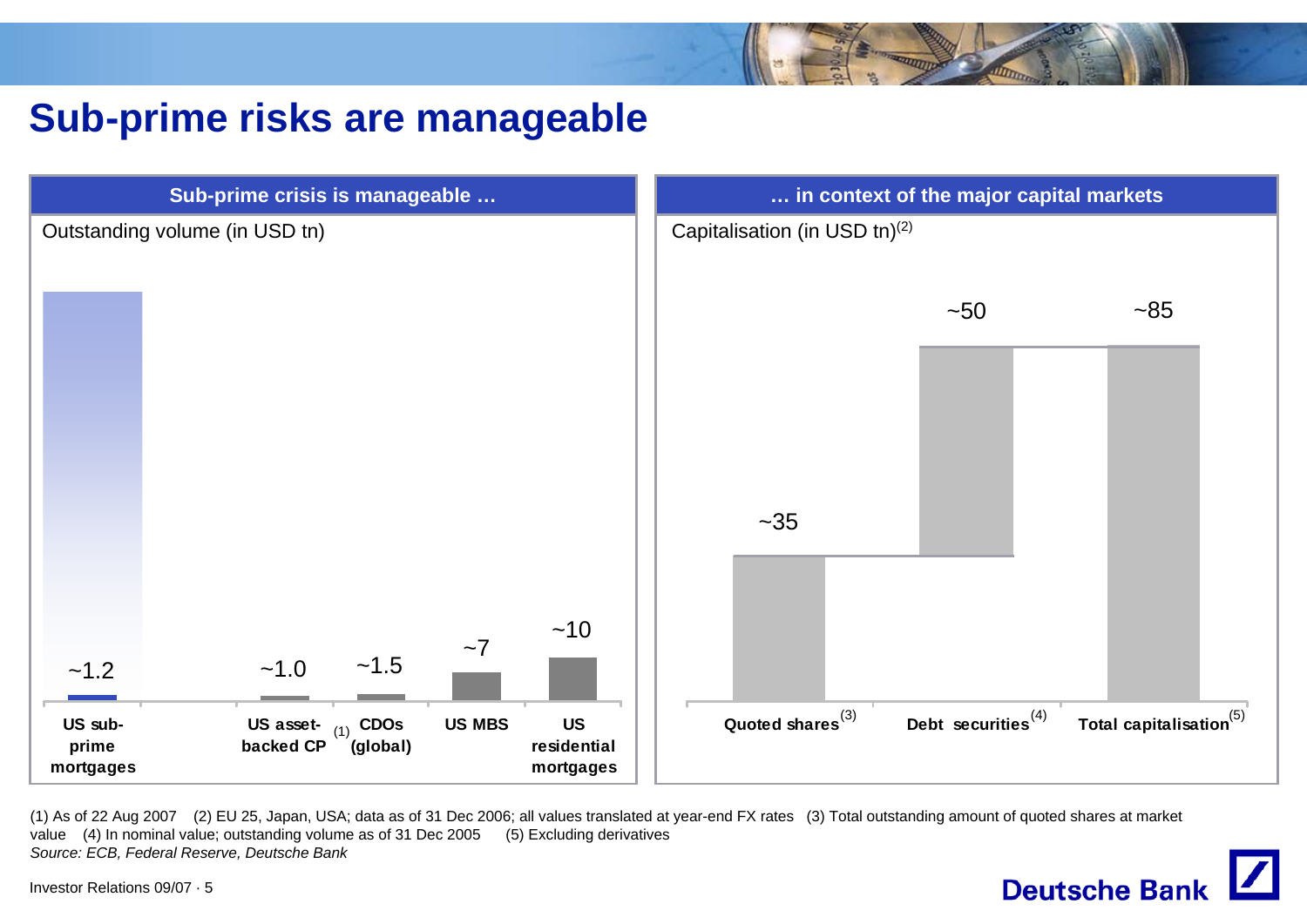# Sub-prime risks are manageable

## Sub-prime crisis is manageable …

Outstanding volume (in USD tn)

| US sub-prime mortgages | US asset-backed CP (1) | CDOs (global) | US MBS | US residential mortgages |
|---|---|---|---|---|
| ~1.2 | ~1.0 | ~1.5 | ~7 | ~10 |

## … in context of the major capital markets

Capitalisation (in USD tn)(2)

| Quoted shares(3) | Debt securities(4) | Total capitalisation(5) |
|---|---|---|
| ~35 | ~50 | ~85 |

(1) As of 22 Aug 2007 (2) EU 25, Japan, USA; data as of 31 Dec 2006; all values translated at year-end FX rates (3) Total outstanding amount of quoted shares at market value (4) In nominal value; outstanding volume as of 31 Dec 2005 (5) Excluding derivatives

*Source: ECB, Federal Reserve, Deutsche Bank*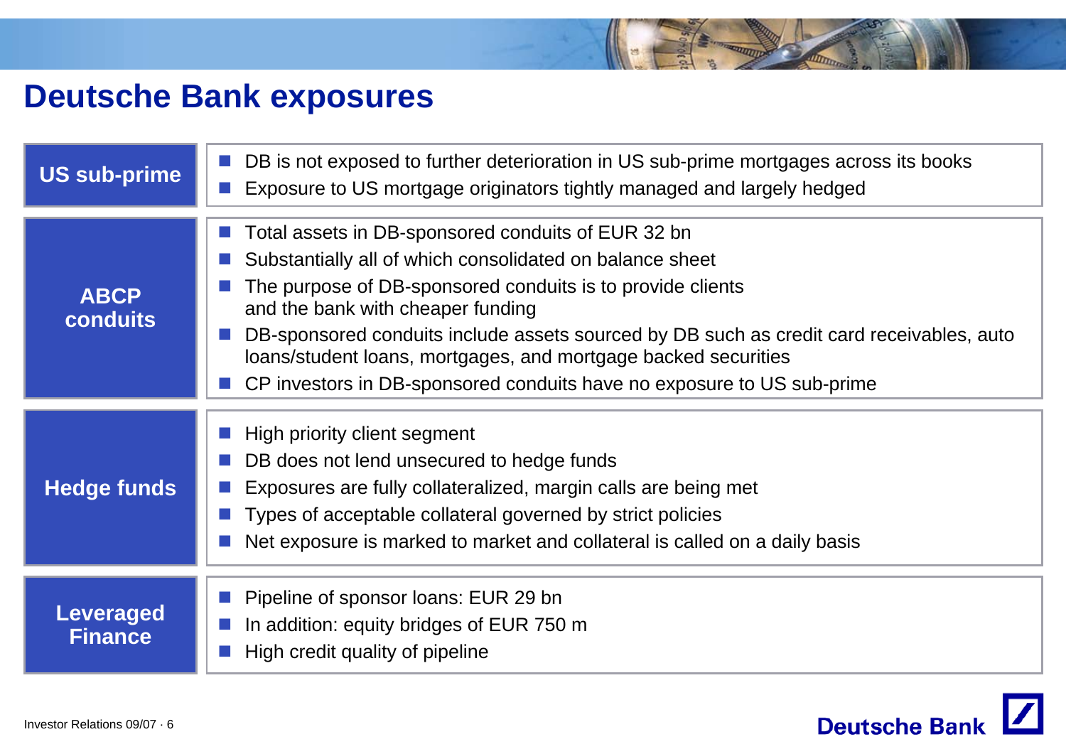# Deutsche Bank exposures

| | |
|---|---|
| **US sub-prime** | ■ DB is not exposed to further deterioration in US sub-prime mortgages across its books<br>■ Exposure to US mortgage originators tightly managed and largely hedged |
| **ABCP conduits** | ■ Total assets in DB-sponsored conduits of EUR 32 bn<br>■ Substantially all of which consolidated on balance sheet<br>■ The purpose of DB-sponsored conduits is to provide clients and the bank with cheaper funding<br>■ DB-sponsored conduits include assets sourced by DB such as credit card receivables, auto loans/student loans, mortgages, and mortgage backed securities<br>■ CP investors in DB-sponsored conduits have no exposure to US sub-prime |
| **Hedge funds** | ■ High priority client segment<br>■ DB does not lend unsecured to hedge funds<br>■ Exposures are fully collateralized, margin calls are being met<br>■ Types of acceptable collateral governed by strict policies<br>■ Net exposure is marked to market and collateral is called on a daily basis |
| **Leveraged Finance** | ■ Pipeline of sponsor loans: EUR 29 bn<br>■ In addition: equity bridges of EUR 750 m<br>■ High credit quality of pipeline |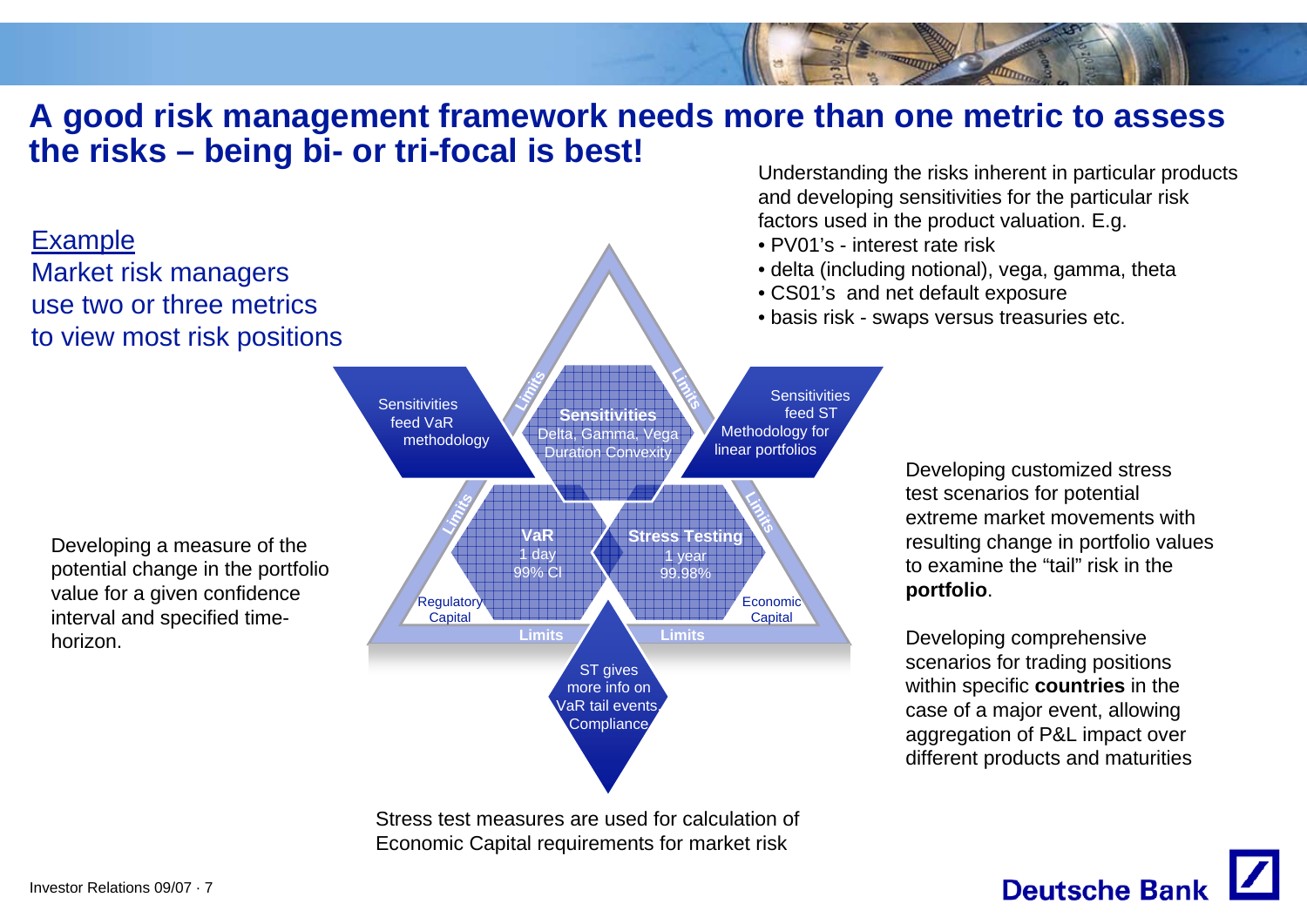# A good risk management framework needs more than one metric to assess the risks – being bi- or tri-focal is best!

Example
Market risk managers use two or three metrics to view most risk positions

Understanding the risks inherent in particular products and developing sensitivities for the particular risk factors used in the product valuation. E.g.

- PV01's - interest rate risk
- delta (including notional), vega, gamma, theta
- CS01's and net default exposure
- basis risk - swaps versus treasuries etc.

Sensitivities feed VaR methodology

**Sensitivities**
Delta, Gamma, Vega
Duration Convexity

Sensitivities feed ST Methodology for linear portfolios

Limits

**VaR**
1 day
99% CI

**Stress Testing**
1 year
99.98%

Regulatory Capital

Economic Capital

Limits

ST gives more info on VaR tail events Compliance

Developing a measure of the potential change in the portfolio value for a given confidence interval and specified time-horizon.

Developing customized stress test scenarios for potential extreme market movements with resulting change in portfolio values to examine the "tail" risk in the **portfolio**.

Developing comprehensive scenarios for trading positions within specific **countries** in the case of a major event, allowing aggregation of P&L impact over different products and maturities

Stress test measures are used for calculation of Economic Capital requirements for market risk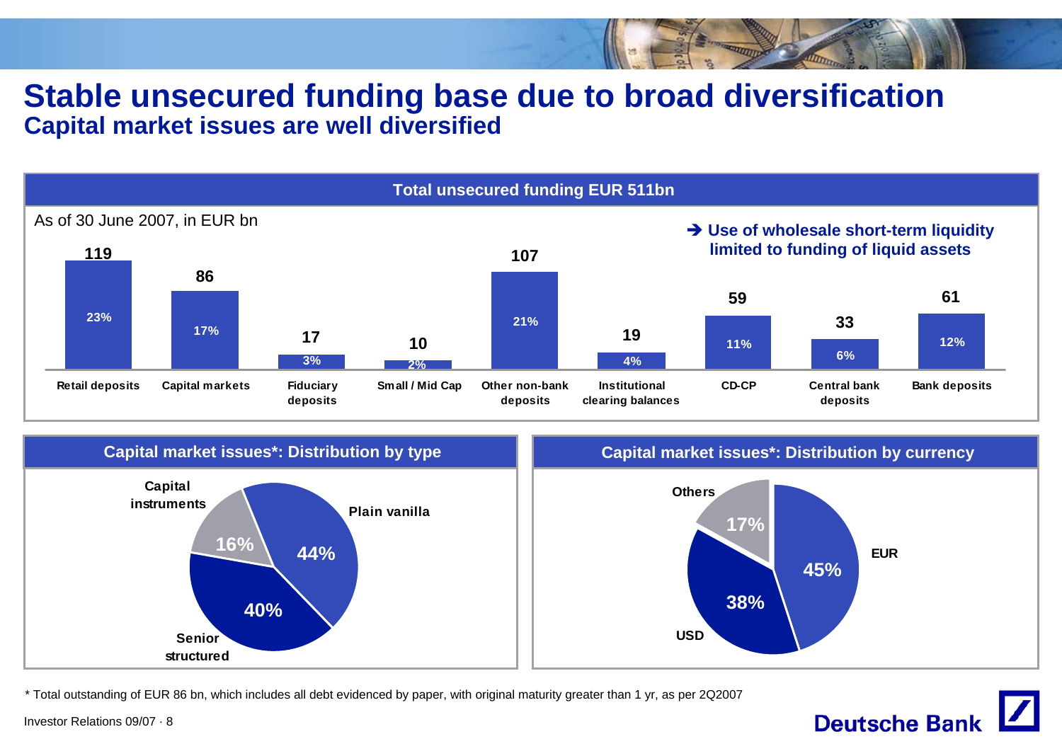# Stable unsecured funding base due to broad diversification

## Capital market issues are well diversified

### Total unsecured funding EUR 511bn

As of 30 June 2007, in EUR bn

| Category | EUR bn | Share |
|---|---|---|
| Retail deposits | 119 | 23% |
| Capital markets | 86 | 17% |
| Fiduciary deposits | 17 | 3% |
| Small / Mid Cap | 10 | 2% |
| Other non-bank deposits | 107 | 21% |
| Institutional clearing balances | 19 | 4% |
| CD-CP | 59 | 11% |
| Central bank deposits | 33 | 6% |
| Bank deposits | 61 | 12% |

➔ **Use of wholesale short-term liquidity limited to funding of liquid assets**

### Capital market issues*: Distribution by type

| Type | Share |
|---|---|
| Plain vanilla | 44% |
| Senior structured | 40% |
| Capital instruments | 16% |

### Capital market issues*: Distribution by currency

| Currency | Share |
|---|---|
| EUR | 45% |
| USD | 38% |
| Others | 17% |

* Total outstanding of EUR 86 bn, which includes all debt evidenced by paper, with original maturity greater than 1 yr, as per 2Q2007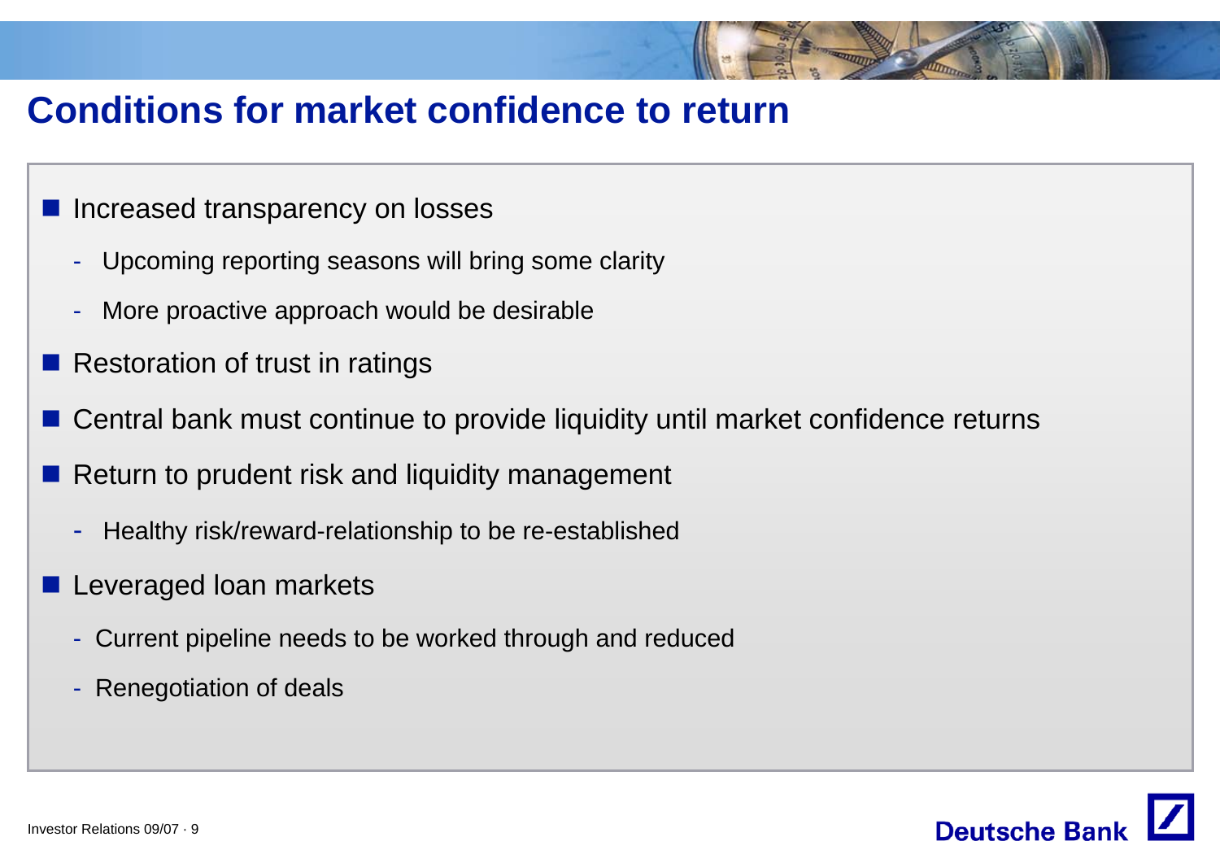# Conditions for market confidence to return

- Increased transparency on losses
  - Upcoming reporting seasons will bring some clarity
  - More proactive approach would be desirable
- Restoration of trust in ratings
- Central bank must continue to provide liquidity until market confidence returns
- Return to prudent risk and liquidity management
  - Healthy risk/reward-relationship to be re-established
- Leveraged loan markets
  - Current pipeline needs to be worked through and reduced
  - Renegotiation of deals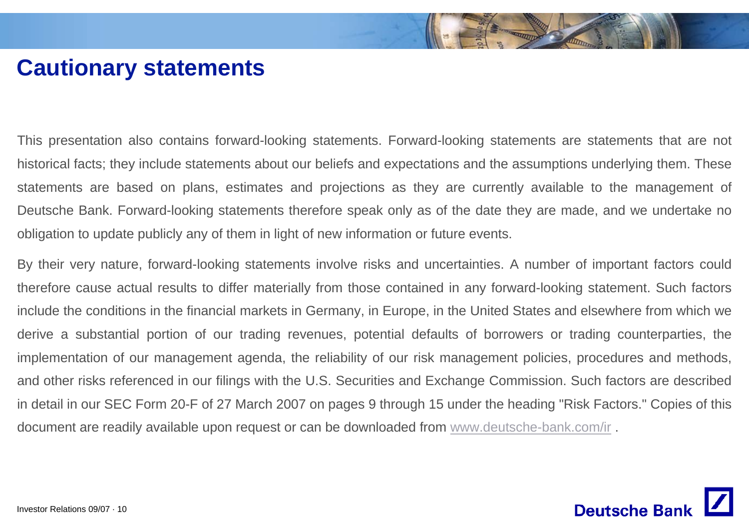# Cautionary statements

This presentation also contains forward-looking statements. Forward-looking statements are statements that are not historical facts; they include statements about our beliefs and expectations and the assumptions underlying them. These statements are based on plans, estimates and projections as they are currently available to the management of Deutsche Bank. Forward-looking statements therefore speak only as of the date they are made, and we undertake no obligation to update publicly any of them in light of new information or future events.

By their very nature, forward-looking statements involve risks and uncertainties. A number of important factors could therefore cause actual results to differ materially from those contained in any forward-looking statement. Such factors include the conditions in the financial markets in Germany, in Europe, in the United States and elsewhere from which we derive a substantial portion of our trading revenues, potential defaults of borrowers or trading counterparties, the implementation of our management agenda, the reliability of our risk management policies, procedures and methods, and other risks referenced in our filings with the U.S. Securities and Exchange Commission. Such factors are described in detail in our SEC Form 20-F of 27 March 2007 on pages 9 through 15 under the heading "Risk Factors." Copies of this document are readily available upon request or can be downloaded from www.deutsche-bank.com/ir .